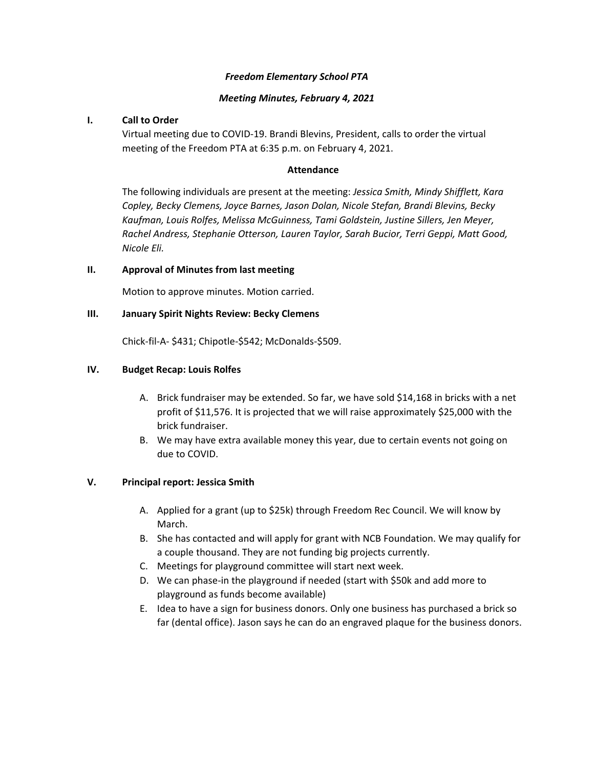***Freedom Elementary School PTA***

***Meeting Minutes, February 4, 2021***

## I. Call to Order

Virtual meeting due to COVID-19. Brandi Blevins, President, calls to order the virtual meeting of the Freedom PTA at 6:35 p.m. on February 4, 2021.

**Attendance**

The following individuals are present at the meeting: *Jessica Smith, Mindy Shifflett, Kara Copley, Becky Clemens, Joyce Barnes, Jason Dolan, Nicole Stefan, Brandi Blevins, Becky Kaufman, Louis Rolfes, Melissa McGuinness, Tami Goldstein, Justine Sillers, Jen Meyer, Rachel Andress, Stephanie Otterson, Lauren Taylor, Sarah Bucior, Terri Geppi, Matt Good, Nicole Eli.*

## II. Approval of Minutes from last meeting

Motion to approve minutes. Motion carried.

## III. January Spirit Nights Review: Becky Clemens

Chick-fil-A- $431; Chipotle-$542; McDonalds-$509.

## IV. Budget Recap: Louis Rolfes

A. Brick fundraiser may be extended. So far, we have sold $14,168 in bricks with a net profit of $11,576. It is projected that we will raise approximately $25,000 with the brick fundraiser.
B. We may have extra available money this year, due to certain events not going on due to COVID.

## V. Principal report: Jessica Smith

A. Applied for a grant (up to $25k) through Freedom Rec Council. We will know by March.
B. She has contacted and will apply for grant with NCB Foundation. We may qualify for a couple thousand. They are not funding big projects currently.
C. Meetings for playground committee will start next week.
D. We can phase-in the playground if needed (start with $50k and add more to playground as funds become available)
E. Idea to have a sign for business donors. Only one business has purchased a brick so far (dental office). Jason says he can do an engraved plaque for the business donors.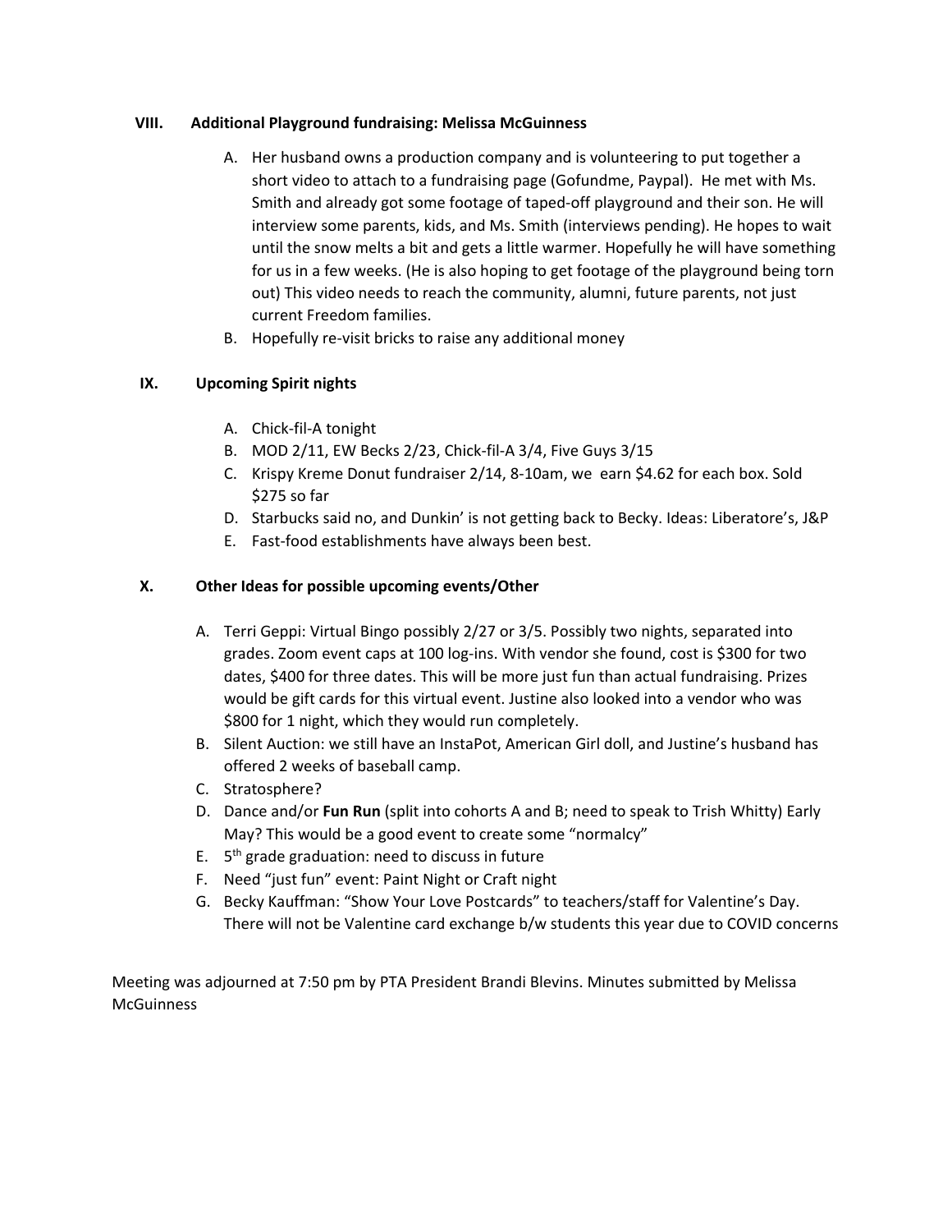**VIII. Additional Playground fundraising: Melissa McGuinness**

A. Her husband owns a production company and is volunteering to put together a short video to attach to a fundraising page (Gofundme, Paypal). He met with Ms. Smith and already got some footage of taped-off playground and their son. He will interview some parents, kids, and Ms. Smith (interviews pending). He hopes to wait until the snow melts a bit and gets a little warmer. Hopefully he will have something for us in a few weeks. (He is also hoping to get footage of the playground being torn out) This video needs to reach the community, alumni, future parents, not just current Freedom families.

B. Hopefully re-visit bricks to raise any additional money

**IX. Upcoming Spirit nights**

A. Chick-fil-A tonight

B. MOD 2/11, EW Becks 2/23, Chick-fil-A 3/4, Five Guys 3/15

C. Krispy Kreme Donut fundraiser 2/14, 8-10am, we earn $4.62 for each box. Sold $275 so far

D. Starbucks said no, and Dunkin' is not getting back to Becky. Ideas: Liberatore's, J&P

E. Fast-food establishments have always been best.

**X. Other Ideas for possible upcoming events/Other**

A. Terri Geppi: Virtual Bingo possibly 2/27 or 3/5. Possibly two nights, separated into grades. Zoom event caps at 100 log-ins. With vendor she found, cost is $300 for two dates, $400 for three dates. This will be more just fun than actual fundraising. Prizes would be gift cards for this virtual event. Justine also looked into a vendor who was $800 for 1 night, which they would run completely.

B. Silent Auction: we still have an InstaPot, American Girl doll, and Justine's husband has offered 2 weeks of baseball camp.

C. Stratosphere?

D. Dance and/or **Fun Run** (split into cohorts A and B; need to speak to Trish Whitty) Early May? This would be a good event to create some "normalcy"

E. 5th grade graduation: need to discuss in future

F. Need "just fun" event: Paint Night or Craft night

G. Becky Kauffman: "Show Your Love Postcards" to teachers/staff for Valentine's Day. There will not be Valentine card exchange b/w students this year due to COVID concerns

Meeting was adjourned at 7:50 pm by PTA President Brandi Blevins. Minutes submitted by Melissa McGuinness